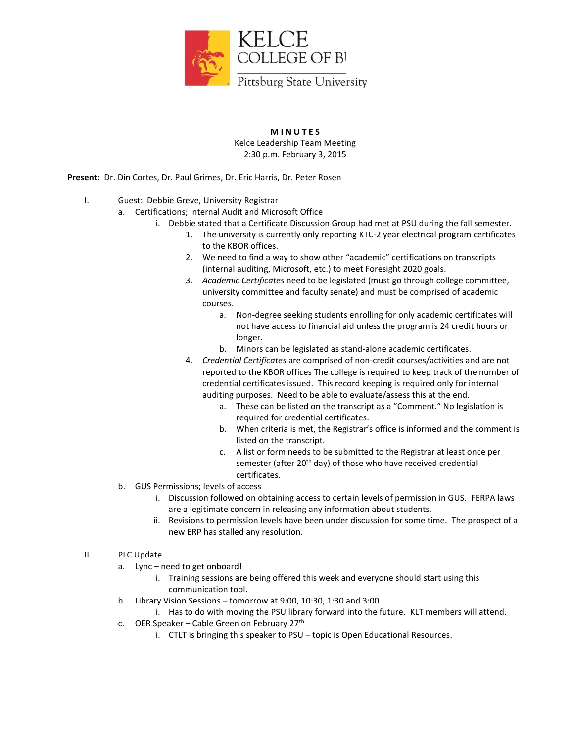KELCE
COLLEGE OF BI
Pittsburg State University

**MINUTES**
Kelce Leadership Team Meeting
2:30 p.m. February 3, 2015

**Present:** Dr. Din Cortes, Dr. Paul Grimes, Dr. Eric Harris, Dr. Peter Rosen

I. Guest: Debbie Greve, University Registrar
   a. Certifications; Internal Audit and Microsoft Office
      i. Debbie stated that a Certificate Discussion Group had met at PSU during the fall semester.
         1. The university is currently only reporting KTC-2 year electrical program certificates to the KBOR offices.
         2. We need to find a way to show other "academic" certifications on transcripts (internal auditing, Microsoft, etc.) to meet Foresight 2020 goals.
         3. *Academic Certificates* need to be legislated (must go through college committee, university committee and faculty senate) and must be comprised of academic courses.
            a. Non-degree seeking students enrolling for only academic certificates will not have access to financial aid unless the program is 24 credit hours or longer.
            b. Minors can be legislated as stand-alone academic certificates.
         4. *Credential Certificates* are comprised of non-credit courses/activities and are not reported to the KBOR offices The college is required to keep track of the number of credential certificates issued. This record keeping is required only for internal auditing purposes. Need to be able to evaluate/assess this at the end.
            a. These can be listed on the transcript as a "Comment." No legislation is required for credential certificates.
            b. When criteria is met, the Registrar's office is informed and the comment is listed on the transcript.
            c. A list or form needs to be submitted to the Registrar at least once per semester (after 20th day) of those who have received credential certificates.
   b. GUS Permissions; levels of access
      i. Discussion followed on obtaining access to certain levels of permission in GUS. FERPA laws are a legitimate concern in releasing any information about students.
      ii. Revisions to permission levels have been under discussion for some time. The prospect of a new ERP has stalled any resolution.

II. PLC Update
   a. Lync – need to get onboard!
      i. Training sessions are being offered this week and everyone should start using this communication tool.
   b. Library Vision Sessions – tomorrow at 9:00, 10:30, 1:30 and 3:00
      i. Has to do with moving the PSU library forward into the future. KLT members will attend.
   c. OER Speaker – Cable Green on February 27th
      i. CTLT is bringing this speaker to PSU – topic is Open Educational Resources.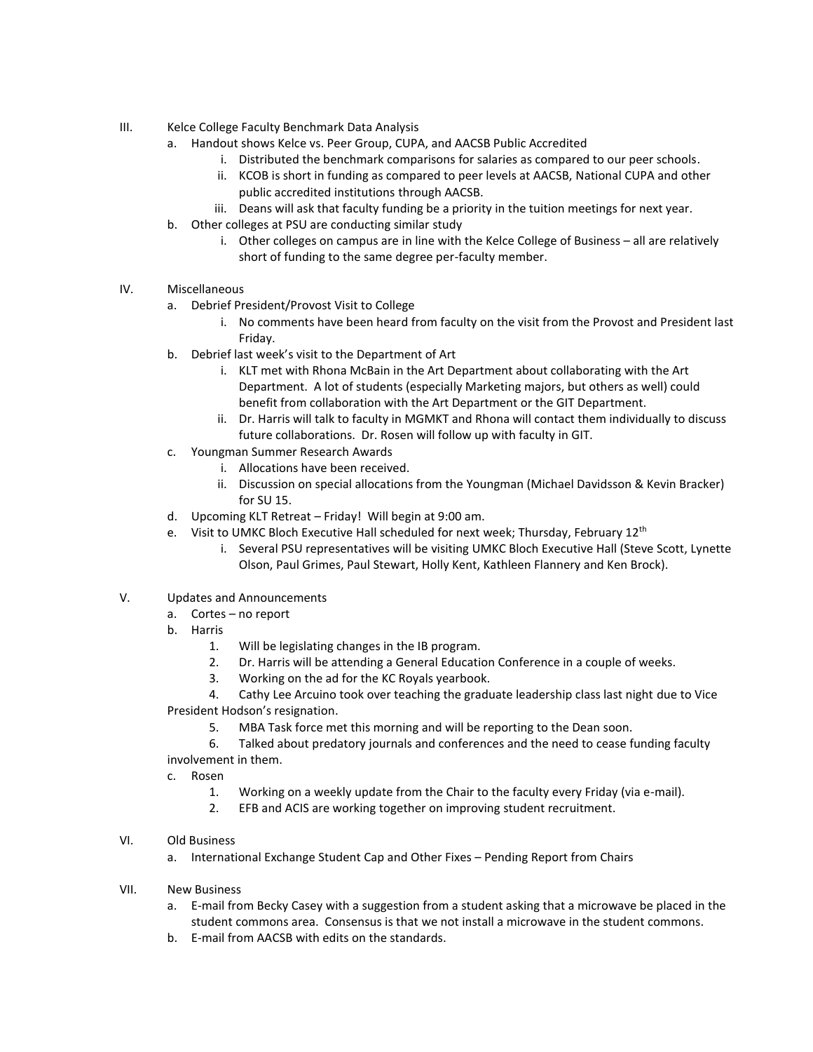III. Kelce College Faculty Benchmark Data Analysis

a. Handout shows Kelce vs. Peer Group, CUPA, and AACSB Public Accredited

i. Distributed the benchmark comparisons for salaries as compared to our peer schools.

ii. KCOB is short in funding as compared to peer levels at AACSB, National CUPA and other public accredited institutions through AACSB.

iii. Deans will ask that faculty funding be a priority in the tuition meetings for next year.

b. Other colleges at PSU are conducting similar study

i. Other colleges on campus are in line with the Kelce College of Business – all are relatively short of funding to the same degree per-faculty member.

IV. Miscellaneous

a. Debrief President/Provost Visit to College

i. No comments have been heard from faculty on the visit from the Provost and President last Friday.

b. Debrief last week's visit to the Department of Art

i. KLT met with Rhona McBain in the Art Department about collaborating with the Art Department. A lot of students (especially Marketing majors, but others as well) could benefit from collaboration with the Art Department or the GIT Department.

ii. Dr. Harris will talk to faculty in MGMKT and Rhona will contact them individually to discuss future collaborations. Dr. Rosen will follow up with faculty in GIT.

c. Youngman Summer Research Awards

i. Allocations have been received.

ii. Discussion on special allocations from the Youngman (Michael Davidsson & Kevin Bracker) for SU 15.

d. Upcoming KLT Retreat – Friday! Will begin at 9:00 am.

e. Visit to UMKC Bloch Executive Hall scheduled for next week; Thursday, February 12th

i. Several PSU representatives will be visiting UMKC Bloch Executive Hall (Steve Scott, Lynette Olson, Paul Grimes, Paul Stewart, Holly Kent, Kathleen Flannery and Ken Brock).

V. Updates and Announcements

a. Cortes – no report

b. Harris

1. Will be legislating changes in the IB program.
2. Dr. Harris will be attending a General Education Conference in a couple of weeks.
3. Working on the ad for the KC Royals yearbook.
4. Cathy Lee Arcuino took over teaching the graduate leadership class last night due to Vice President Hodson's resignation.
5. MBA Task force met this morning and will be reporting to the Dean soon.
6. Talked about predatory journals and conferences and the need to cease funding faculty involvement in them.

c. Rosen

1. Working on a weekly update from the Chair to the faculty every Friday (via e-mail).
2. EFB and ACIS are working together on improving student recruitment.

VI. Old Business

a. International Exchange Student Cap and Other Fixes – Pending Report from Chairs

VII. New Business

a. E-mail from Becky Casey with a suggestion from a student asking that a microwave be placed in the student commons area. Consensus is that we not install a microwave in the student commons.

b. E-mail from AACSB with edits on the standards.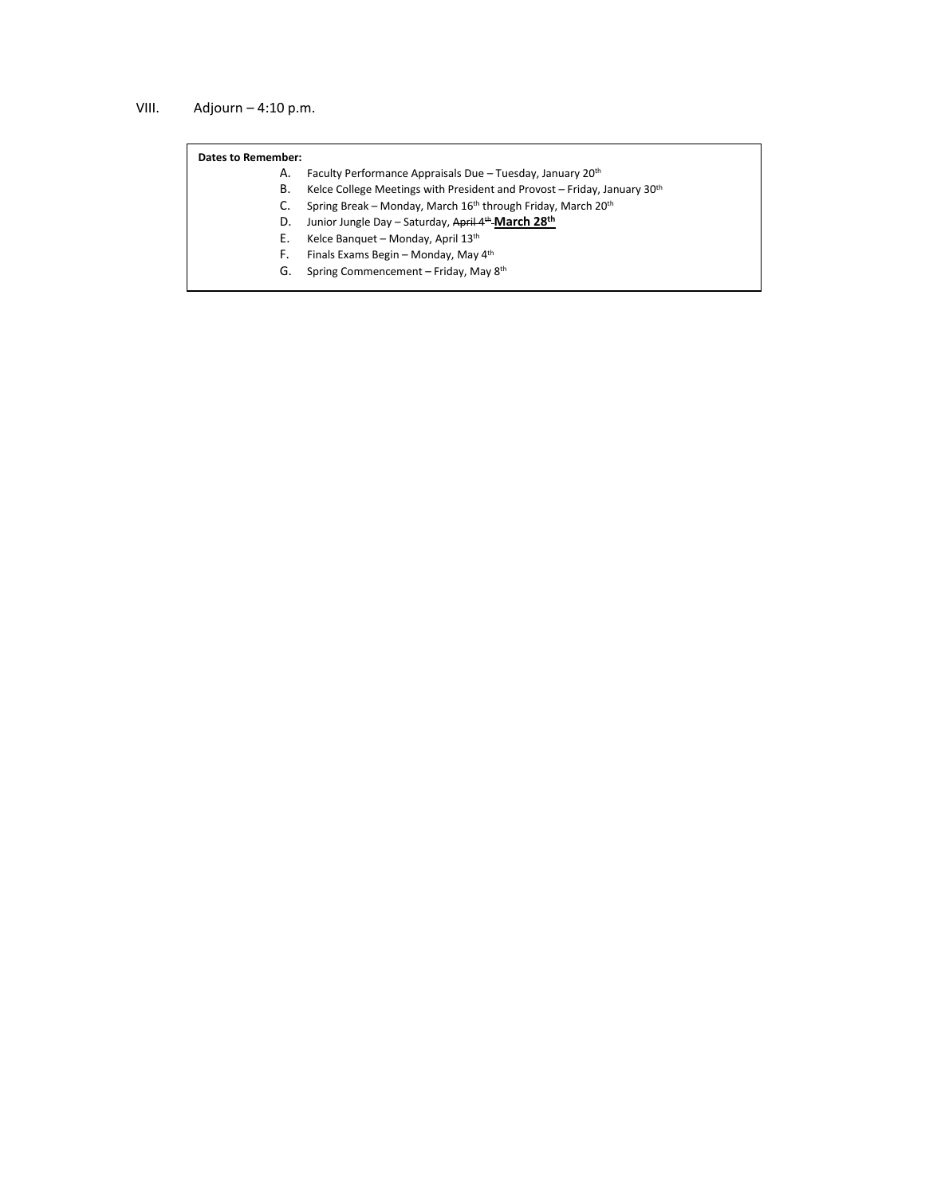VIII. Adjourn – 4:10 p.m.

**Dates to Remember:**

A. Faculty Performance Appraisals Due – Tuesday, January 20th
B. Kelce College Meetings with President and Provost – Friday, January 30th
C. Spring Break – Monday, March 16th through Friday, March 20th
D. Junior Jungle Day – Saturday, ~~April 4th~~ **March 28th**
E. Kelce Banquet – Monday, April 13th
F. Finals Exams Begin – Monday, May 4th
G. Spring Commencement – Friday, May 8th